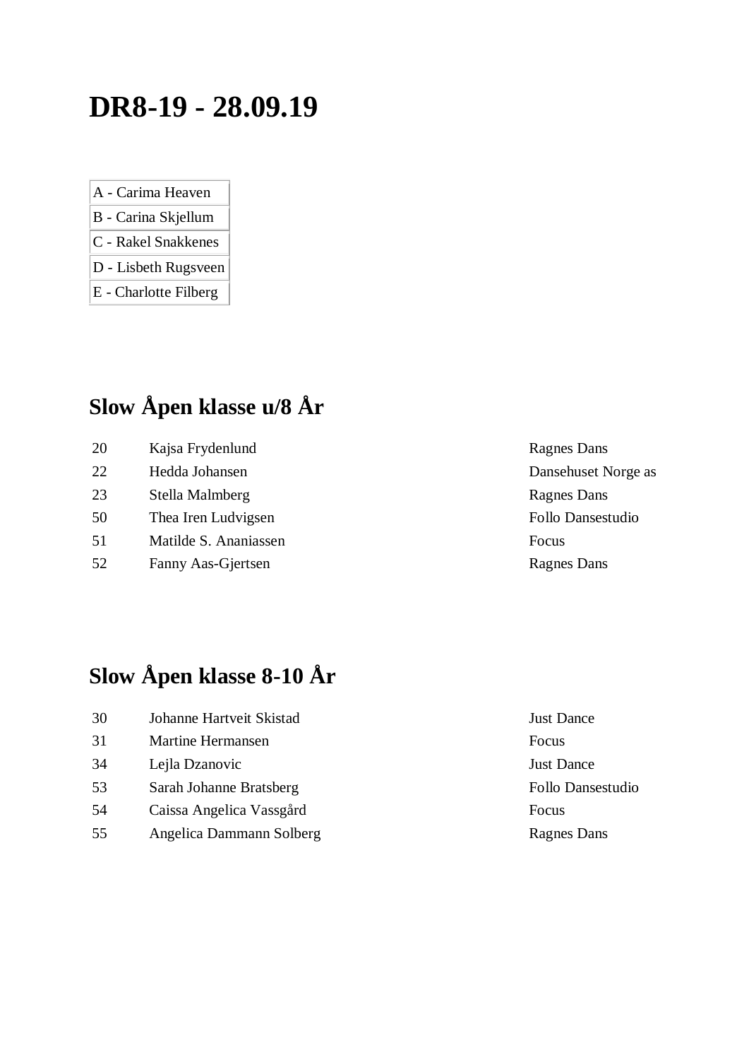# DR8-19 - 28.09.19

| A - Carima Heaven |
|---|
| B - Carina Skjellum |
| C - Rakel Snakkenes |
| D - Lisbeth Rugsveen |
| E - Charlotte Filberg |

## Slow Åpen klasse u/8 År

| | | |
|---|---|---|
| 20 | Kajsa Frydenlund | Ragnes Dans |
| 22 | Hedda Johansen | Dansehuset Norge as |
| 23 | Stella Malmberg | Ragnes Dans |
| 50 | Thea Iren Ludvigsen | Follo Dansestudio |
| 51 | Matilde S. Ananiassen | Focus |
| 52 | Fanny Aas-Gjertsen | Ragnes Dans |

## Slow Åpen klasse 8-10 År

| | | |
|---|---|---|
| 30 | Johanne Hartveit Skistad | Just Dance |
| 31 | Martine Hermansen | Focus |
| 34 | Lejla Dzanovic | Just Dance |
| 53 | Sarah Johanne Bratsberg | Follo Dansestudio |
| 54 | Caissa Angelica Vassgård | Focus |
| 55 | Angelica Dammann Solberg | Ragnes Dans |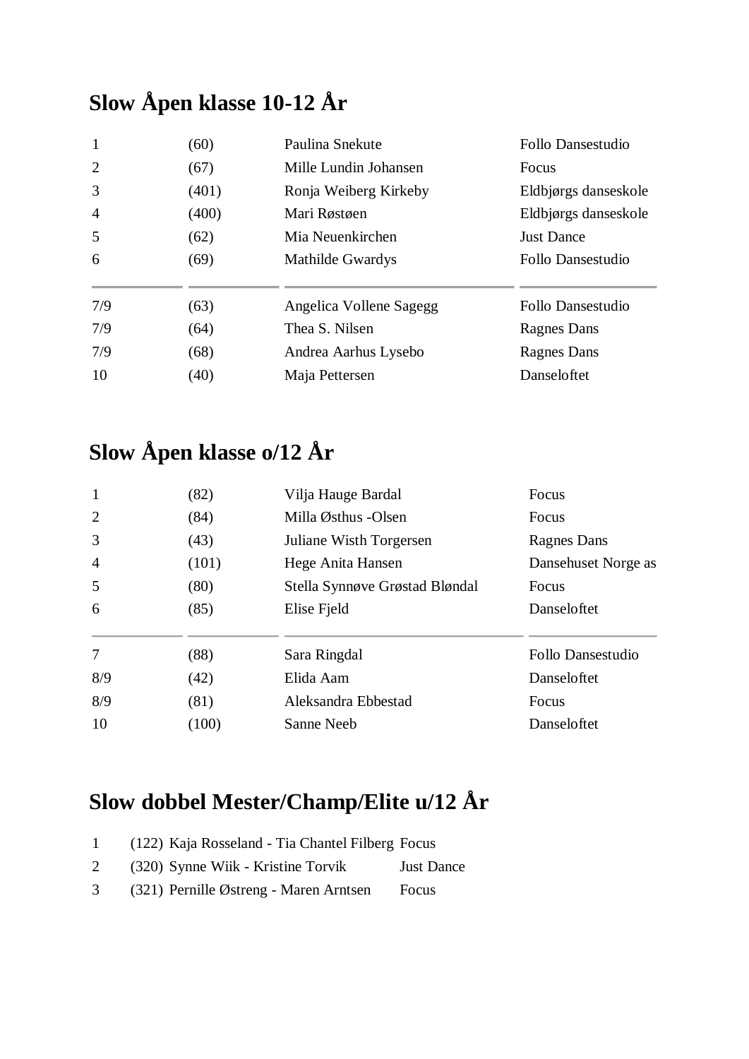## Slow Åpen klasse 10-12 År

| | | | |
|---|---|---|---|
| 1 | (60) | Paulina Snekute | Follo Dansestudio |
| 2 | (67) | Mille Lundin Johansen | Focus |
| 3 | (401) | Ronja Weiberg Kirkeby | Eldbjørgs danseskole |
| 4 | (400) | Mari Røstøen | Eldbjørgs danseskole |
| 5 | (62) | Mia Neuenkirchen | Just Dance |
| 6 | (69) | Mathilde Gwardys | Follo Dansestudio |
| 7/9 | (63) | Angelica Vollene Sagegg | Follo Dansestudio |
| 7/9 | (64) | Thea S. Nilsen | Ragnes Dans |
| 7/9 | (68) | Andrea Aarhus Lysebo | Ragnes Dans |
| 10 | (40) | Maja Pettersen | Danseloftet |

## Slow Åpen klasse o/12 År

| | | | |
|---|---|---|---|
| 1 | (82) | Vilja Hauge Bardal | Focus |
| 2 | (84) | Milla Østhus -Olsen | Focus |
| 3 | (43) | Juliane Wisth Torgersen | Ragnes Dans |
| 4 | (101) | Hege Anita Hansen | Dansehuset Norge as |
| 5 | (80) | Stella Synnøve Grøstad Bløndal | Focus |
| 6 | (85) | Elise Fjeld | Danseloftet |
| 7 | (88) | Sara Ringdal | Follo Dansestudio |
| 8/9 | (42) | Elida Aam | Danseloftet |
| 8/9 | (81) | Aleksandra Ebbestad | Focus |
| 10 | (100) | Sanne Neeb | Danseloftet |

## Slow dobbel Mester/Champ/Elite u/12 År

| | | | |
|---|---|---|---|
| 1 | (122) | Kaja Rosseland - Tia Chantel Filberg | Focus |
| 2 | (320) | Synne Wiik - Kristine Torvik | Just Dance |
| 3 | (321) | Pernille Østreng - Maren Arntsen | Focus |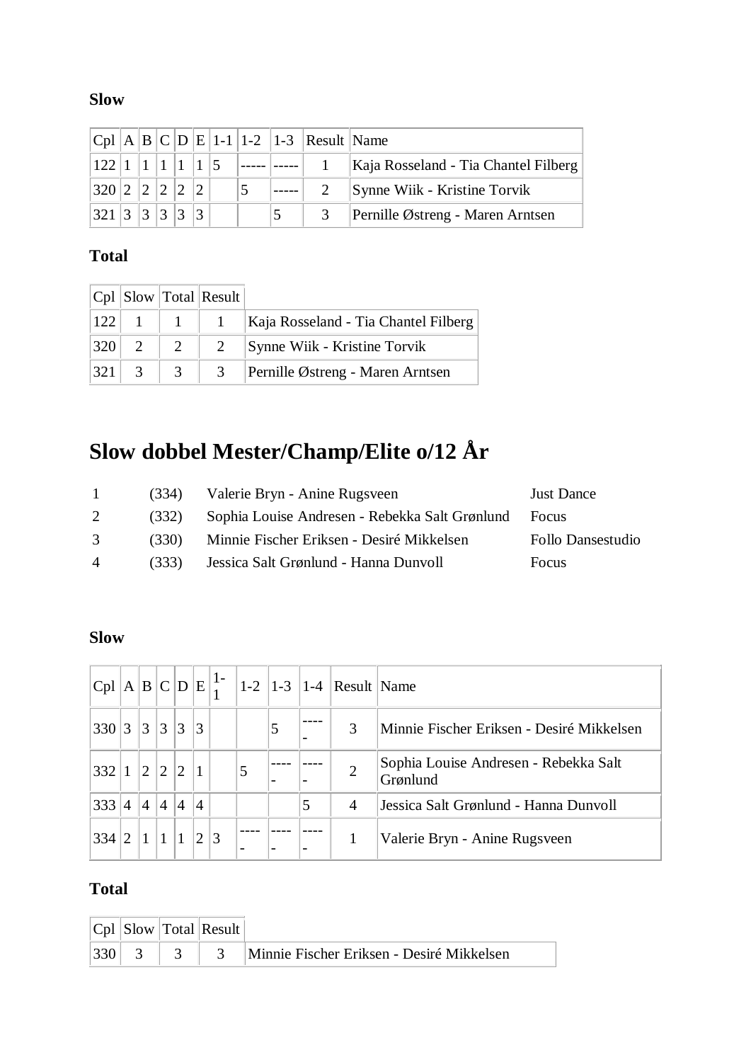### Slow

| Cpl | A | B | C | D | E | 1-1 | 1-2 | 1-3 | Result | Name |
|---|---|---|---|---|---|---|---|---|---|---|
| 122 | 1 | 1 | 1 | 1 | 1 | 5 | ----- | ----- | 1 | Kaja Rosseland - Tia Chantel Filberg |
| 320 | 2 | 2 | 2 | 2 | 2 | | 5 | ----- | 2 | Synne Wiik - Kristine Torvik |
| 321 | 3 | 3 | 3 | 3 | 3 | | | 5 | 3 | Pernille Østreng - Maren Arntsen |

### Total

| Cpl | Slow | Total | Result | |
|---|---|---|---|---|
| 122 | 1 | 1 | 1 | Kaja Rosseland - Tia Chantel Filberg |
| 320 | 2 | 2 | 2 | Synne Wiik - Kristine Torvik |
| 321 | 3 | 3 | 3 | Pernille Østreng - Maren Arntsen |

# Slow dobbel Mester/Champ/Elite o/12 År

| | | | |
|---|---|---|---|
| 1 | (334) | Valerie Bryn - Anine Rugsveen | Just Dance |
| 2 | (332) | Sophia Louise Andresen - Rebekka Salt Grønlund | Focus |
| 3 | (330) | Minnie Fischer Eriksen - Desiré Mikkelsen | Follo Dansestudio |
| 4 | (333) | Jessica Salt Grønlund - Hanna Dunvoll | Focus |

### Slow

| Cpl | A | B | C | D | E | 1-1 | 1-2 | 1-3 | 1-4 | Result | Name |
|---|---|---|---|---|---|---|---|---|---|---|---|
| 330 | 3 | 3 | 3 | 3 | 3 | | | 5 | ----- | 3 | Minnie Fischer Eriksen - Desiré Mikkelsen |
| 332 | 1 | 2 | 2 | 2 | 1 | | 5 | ----- | ----- | 2 | Sophia Louise Andresen - Rebekka Salt Grønlund |
| 333 | 4 | 4 | 4 | 4 | 4 | | | | 5 | 4 | Jessica Salt Grønlund - Hanna Dunvoll |
| 334 | 2 | 1 | 1 | 1 | 2 | 3 | ----- | ----- | ----- | 1 | Valerie Bryn - Anine Rugsveen |

### Total

| Cpl | Slow | Total | Result | |
|---|---|---|---|---|
| 330 | 3 | 3 | 3 | Minnie Fischer Eriksen - Desiré Mikkelsen |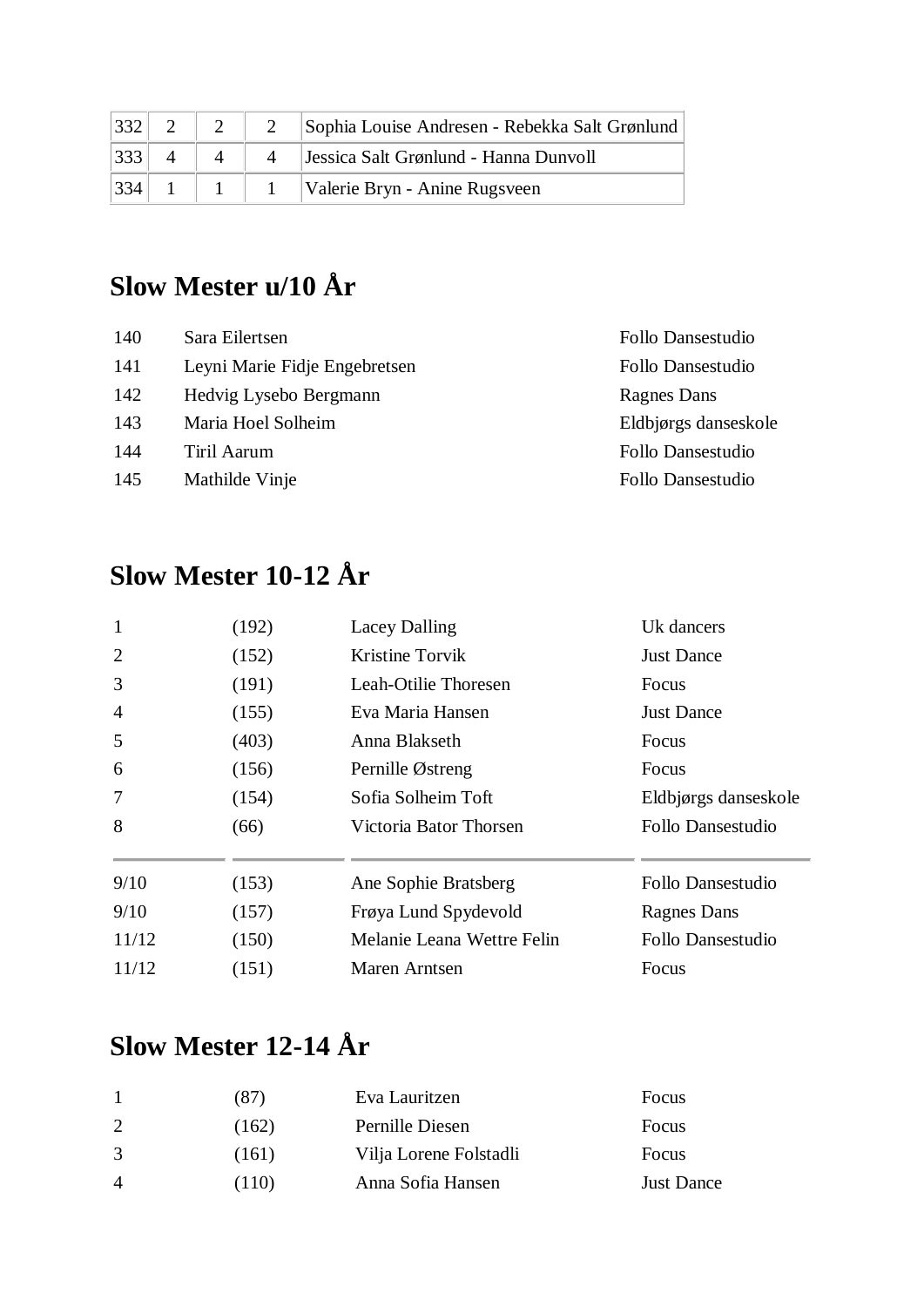| 332 | 2 | 2 | 2 | Sophia Louise Andresen - Rebekka Salt Grønlund |
|---|---|---|---|---|
| 333 | 4 | 4 | 4 | Jessica Salt Grønlund - Hanna Dunvoll |
| 334 | 1 | 1 | 1 | Valerie Bryn - Anine Rugsveen |

## Slow Mester u/10 År

| | | |
|---|---|---|
| 140 | Sara Eilertsen | Follo Dansestudio |
| 141 | Leyni Marie Fidje Engebretsen | Follo Dansestudio |
| 142 | Hedvig Lysebo Bergmann | Ragnes Dans |
| 143 | Maria Hoel Solheim | Eldbjørgs danseskole |
| 144 | Tiril Aarum | Follo Dansestudio |
| 145 | Mathilde Vinje | Follo Dansestudio |

## Slow Mester 10-12 År

| | | | |
|---|---|---|---|
| 1 | (192) | Lacey Dalling | Uk dancers |
| 2 | (152) | Kristine Torvik | Just Dance |
| 3 | (191) | Leah-Otilie Thoresen | Focus |
| 4 | (155) | Eva Maria Hansen | Just Dance |
| 5 | (403) | Anna Blakseth | Focus |
| 6 | (156) | Pernille Østreng | Focus |
| 7 | (154) | Sofia Solheim Toft | Eldbjørgs danseskole |
| 8 | (66) | Victoria Bator Thorsen | Follo Dansestudio |
| 9/10 | (153) | Ane Sophie Bratsberg | Follo Dansestudio |
| 9/10 | (157) | Frøya Lund Spydevold | Ragnes Dans |
| 11/12 | (150) | Melanie Leana Wettre Felin | Follo Dansestudio |
| 11/12 | (151) | Maren Arntsen | Focus |

## Slow Mester 12-14 År

| | | | |
|---|---|---|---|
| 1 | (87) | Eva Lauritzen | Focus |
| 2 | (162) | Pernille Diesen | Focus |
| 3 | (161) | Vilja Lorene Folstadli | Focus |
| 4 | (110) | Anna Sofia Hansen | Just Dance |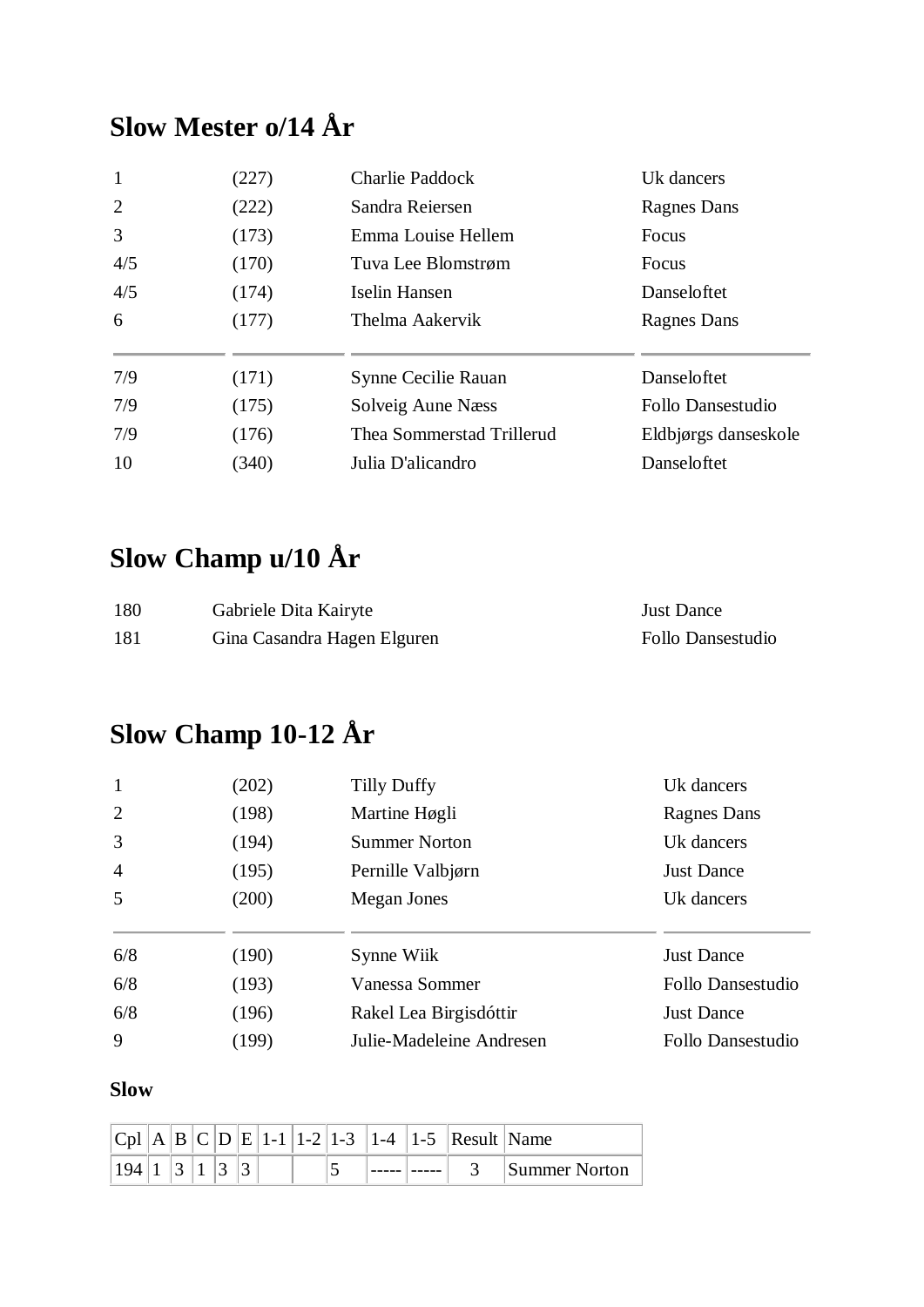## Slow Mester o/14 År

| | | | |
|---|---|---|---|
| 1 | (227) | Charlie Paddock | Uk dancers |
| 2 | (222) | Sandra Reiersen | Ragnes Dans |
| 3 | (173) | Emma Louise Hellem | Focus |
| 4/5 | (170) | Tuva Lee Blomstrøm | Focus |
| 4/5 | (174) | Iselin Hansen | Danseloftet |
| 6 | (177) | Thelma Aakervik | Ragnes Dans |
| 7/9 | (171) | Synne Cecilie Rauan | Danseloftet |
| 7/9 | (175) | Solveig Aune Næss | Follo Dansestudio |
| 7/9 | (176) | Thea Sommerstad Trillerud | Eldbjørgs danseskole |
| 10 | (340) | Julia D'alicandro | Danseloftet |

## Slow Champ u/10 År

| | | |
|---|---|---|
| 180 | Gabriele Dita Kairyte | Just Dance |
| 181 | Gina Casandra Hagen Elguren | Follo Dansestudio |

## Slow Champ 10-12 År

| | | | |
|---|---|---|---|
| 1 | (202) | Tilly Duffy | Uk dancers |
| 2 | (198) | Martine Høgli | Ragnes Dans |
| 3 | (194) | Summer Norton | Uk dancers |
| 4 | (195) | Pernille Valbjørn | Just Dance |
| 5 | (200) | Megan Jones | Uk dancers |
| 6/8 | (190) | Synne Wiik | Just Dance |
| 6/8 | (193) | Vanessa Sommer | Follo Dansestudio |
| 6/8 | (196) | Rakel Lea Birgisdóttir | Just Dance |
| 9 | (199) | Julie-Madeleine Andresen | Follo Dansestudio |

**Slow**

| Cpl | A | B | C | D | E | 1-1 | 1-2 | 1-3 | 1-4 | 1-5 | Result | Name |
|---|---|---|---|---|---|---|---|---|---|---|---|---|
| 194 | 1 | 3 | 1 | 3 | 3 | | | 5 | ----- | ----- | 3 | Summer Norton |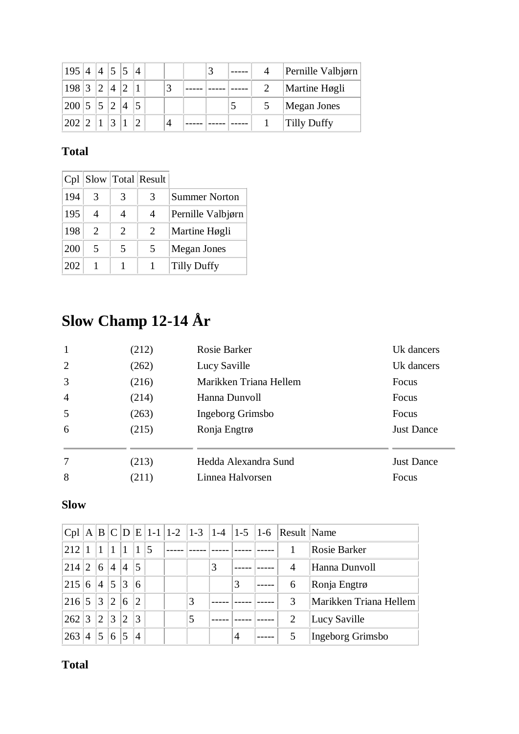| | | | | | | | | | | | | |
|---|---|---|---|---|---|---|---|---|---|---|---|---|
| 195 | 4 | 4 | 5 | 5 | 4 | | | | 3 | ----- | 4 | Pernille Valbjørn |
| 198 | 3 | 2 | 4 | 2 | 1 | | 3 | ----- | ----- | ----- | 2 | Martine Høgli |
| 200 | 5 | 5 | 2 | 4 | 5 | | | | | 5 | 5 | Megan Jones |
| 202 | 2 | 1 | 3 | 1 | 2 | | 4 | ----- | ----- | ----- | 1 | Tilly Duffy |

**Total**

| Cpl | Slow | Total | Result | |
|---|---|---|---|---|
| 194 | 3 | 3 | 3 | Summer Norton |
| 195 | 4 | 4 | 4 | Pernille Valbjørn |
| 198 | 2 | 2 | 2 | Martine Høgli |
| 200 | 5 | 5 | 5 | Megan Jones |
| 202 | 1 | 1 | 1 | Tilly Duffy |

# Slow Champ 12-14 År

| | | | |
|---|---|---|---|
| 1 | (212) | Rosie Barker | Uk dancers |
| 2 | (262) | Lucy Saville | Uk dancers |
| 3 | (216) | Marikken Triana Hellem | Focus |
| 4 | (214) | Hanna Dunvoll | Focus |
| 5 | (263) | Ingeborg Grimsbo | Focus |
| 6 | (215) | Ronja Engtrø | Just Dance |
| 7 | (213) | Hedda Alexandra Sund | Just Dance |
| 8 | (211) | Linnea Halvorsen | Focus |

**Slow**

| Cpl | A | B | C | D | E | 1-1 | 1-2 | 1-3 | 1-4 | 1-5 | 1-6 | Result | Name |
|---|---|---|---|---|---|---|---|---|---|---|---|---|---|
| 212 | 1 | 1 | 1 | 1 | 1 | 5 | ----- | ----- | ----- | ----- | ----- | 1 | Rosie Barker |
| 214 | 2 | 6 | 4 | 4 | 5 | | | | 3 | ----- | ----- | 4 | Hanna Dunvoll |
| 215 | 6 | 4 | 5 | 3 | 6 | | | | | 3 | ----- | 6 | Ronja Engtrø |
| 216 | 5 | 3 | 2 | 6 | 2 | | | 3 | ----- | ----- | ----- | 3 | Marikken Triana Hellem |
| 262 | 3 | 2 | 3 | 2 | 3 | | | 5 | ----- | ----- | ----- | 2 | Lucy Saville |
| 263 | 4 | 5 | 6 | 5 | 4 | | | | | 4 | ----- | 5 | Ingeborg Grimsbo |

**Total**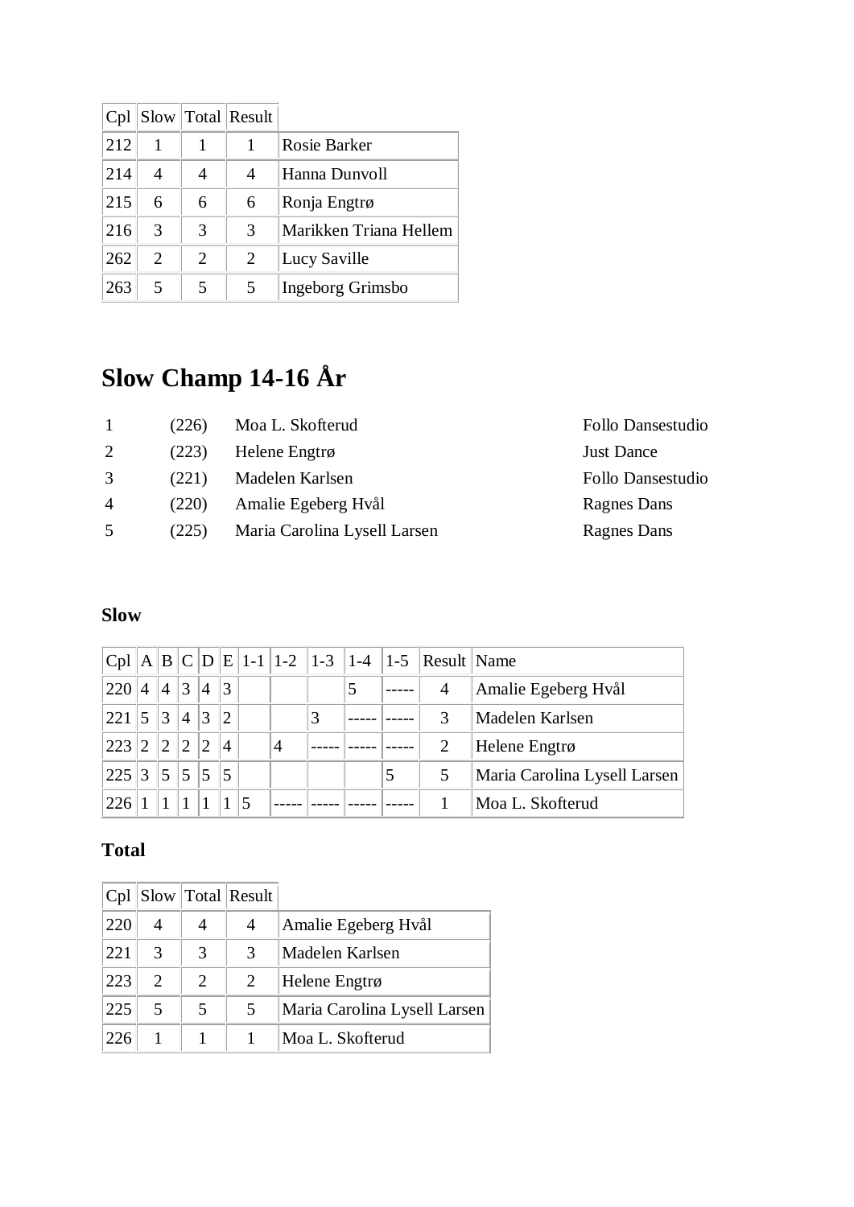| Cpl | Slow | Total | Result | |
|---|---|---|---|---|
| 212 | 1 | 1 | 1 | Rosie Barker |
| 214 | 4 | 4 | 4 | Hanna Dunvoll |
| 215 | 6 | 6 | 6 | Ronja Engtrø |
| 216 | 3 | 3 | 3 | Marikken Triana Hellem |
| 262 | 2 | 2 | 2 | Lucy Saville |
| 263 | 5 | 5 | 5 | Ingeborg Grimsbo |

# Slow Champ 14-16 År

| | | | |
|---|---|---|---|
| 1 | (226) | Moa L. Skofterud | Follo Dansestudio |
| 2 | (223) | Helene Engtrø | Just Dance |
| 3 | (221) | Madelen Karlsen | Follo Dansestudio |
| 4 | (220) | Amalie Egeberg Hvål | Ragnes Dans |
| 5 | (225) | Maria Carolina Lysell Larsen | Ragnes Dans |

### Slow

| Cpl | A | B | C | D | E | 1-1 | 1-2 | 1-3 | 1-4 | 1-5 | Result | Name |
|---|---|---|---|---|---|---|---|---|---|---|---|---|
| 220 | 4 | 4 | 3 | 4 | 3 | | | | 5 | ----- | 4 | Amalie Egeberg Hvål |
| 221 | 5 | 3 | 4 | 3 | 2 | | | 3 | ----- | ----- | 3 | Madelen Karlsen |
| 223 | 2 | 2 | 2 | 2 | 4 | | 4 | ----- | ----- | ----- | 2 | Helene Engtrø |
| 225 | 3 | 5 | 5 | 5 | 5 | | | | | 5 | 5 | Maria Carolina Lysell Larsen |
| 226 | 1 | 1 | 1 | 1 | 1 | 5 | ----- | ----- | ----- | ----- | 1 | Moa L. Skofterud |

### Total

| Cpl | Slow | Total | Result | |
|---|---|---|---|---|
| 220 | 4 | 4 | 4 | Amalie Egeberg Hvål |
| 221 | 3 | 3 | 3 | Madelen Karlsen |
| 223 | 2 | 2 | 2 | Helene Engtrø |
| 225 | 5 | 5 | 5 | Maria Carolina Lysell Larsen |
| 226 | 1 | 1 | 1 | Moa L. Skofterud |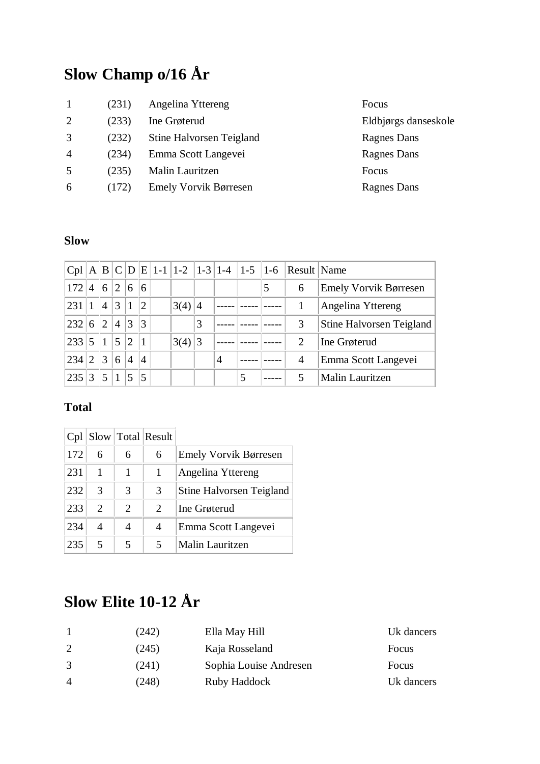# Slow Champ o/16 År

| | | | |
|---|---|---|---|
| 1 | (231) | Angelina Yttereng | Focus |
| 2 | (233) | Ine Grøterud | Eldbjørgs danseskole |
| 3 | (232) | Stine Halvorsen Teigland | Ragnes Dans |
| 4 | (234) | Emma Scott Langevei | Ragnes Dans |
| 5 | (235) | Malin Lauritzen | Focus |
| 6 | (172) | Emely Vorvik Børresen | Ragnes Dans |

### Slow

| Cpl | A | B | C | D | E | 1-1 | 1-2 | 1-3 | 1-4 | 1-5 | 1-6 | Result | Name |
|---|---|---|---|---|---|---|---|---|---|---|---|---|---|
| 172 | 4 | 6 | 2 | 6 | 6 | | | | | | 5 | 6 | Emely Vorvik Børresen |
| 231 | 1 | 4 | 3 | 1 | 2 | | 3(4) | 4 | ----- | ----- | ----- | 1 | Angelina Yttereng |
| 232 | 6 | 2 | 4 | 3 | 3 | | | 3 | ----- | ----- | ----- | 3 | Stine Halvorsen Teigland |
| 233 | 5 | 1 | 5 | 2 | 1 | | 3(4) | 3 | ----- | ----- | ----- | 2 | Ine Grøterud |
| 234 | 2 | 3 | 6 | 4 | 4 | | | | 4 | ----- | ----- | 4 | Emma Scott Langevei |
| 235 | 3 | 5 | 1 | 5 | 5 | | | | | 5 | ----- | 5 | Malin Lauritzen |

### Total

| Cpl | Slow | Total | Result | |
|---|---|---|---|---|
| 172 | 6 | 6 | 6 | Emely Vorvik Børresen |
| 231 | 1 | 1 | 1 | Angelina Yttereng |
| 232 | 3 | 3 | 3 | Stine Halvorsen Teigland |
| 233 | 2 | 2 | 2 | Ine Grøterud |
| 234 | 4 | 4 | 4 | Emma Scott Langevei |
| 235 | 5 | 5 | 5 | Malin Lauritzen |

# Slow Elite 10-12 År

| | | | |
|---|---|---|---|
| 1 | (242) | Ella May Hill | Uk dancers |
| 2 | (245) | Kaja Rosseland | Focus |
| 3 | (241) | Sophia Louise Andresen | Focus |
| 4 | (248) | Ruby Haddock | Uk dancers |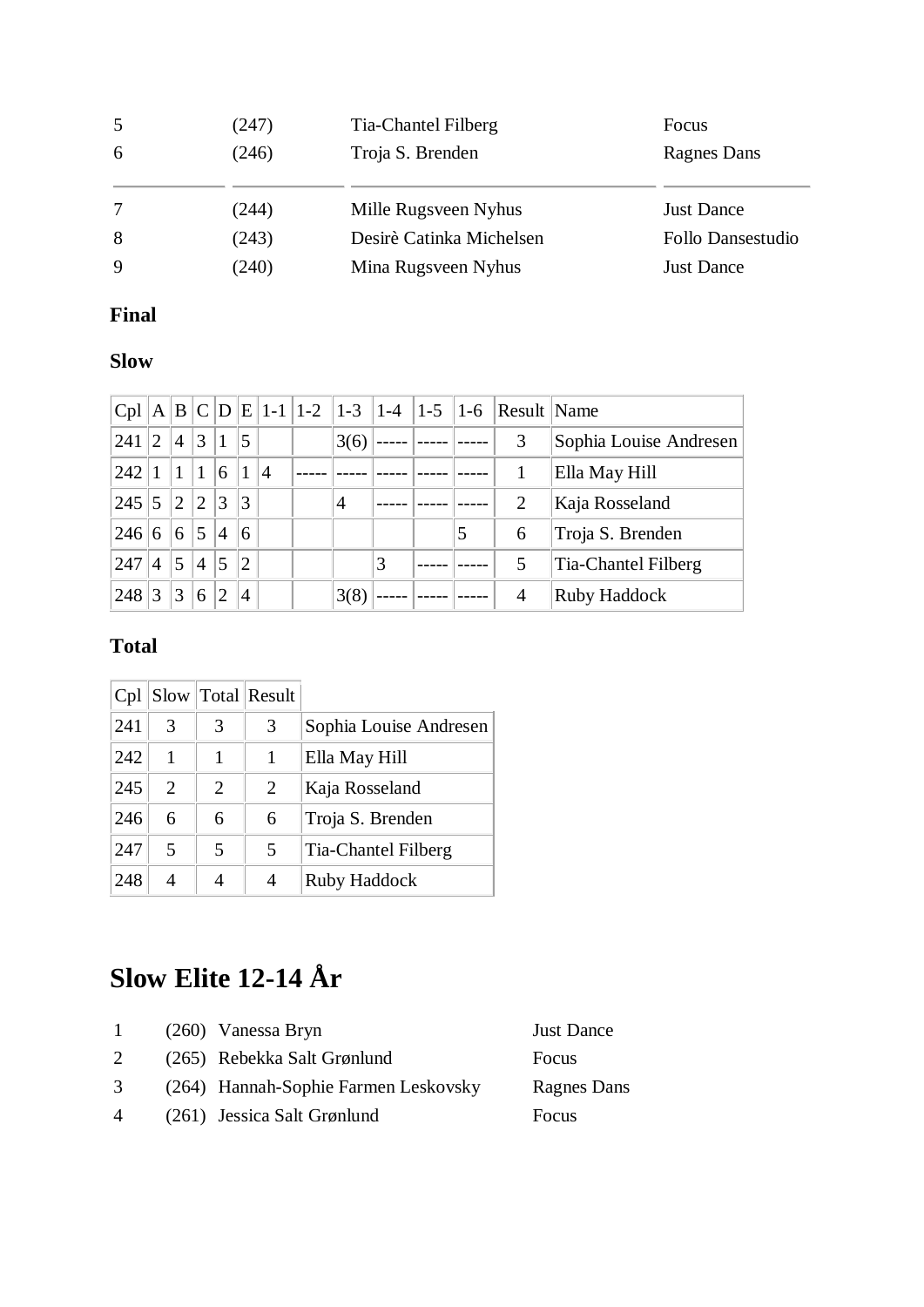| | | | |
|---|---|---|---|
| 5 | (247) | Tia-Chantel Filberg | Focus |
| 6 | (246) | Troja S. Brenden | Ragnes Dans |
| 7 | (244) | Mille Rugsveen Nyhus | Just Dance |
| 8 | (243) | Desirè Catinka Michelsen | Follo Dansestudio |
| 9 | (240) | Mina Rugsveen Nyhus | Just Dance |

### Final

### Slow

| Cpl | A | B | C | D | E | 1-1 | 1-2 | 1-3 | 1-4 | 1-5 | 1-6 | Result | Name |
|---|---|---|---|---|---|---|---|---|---|---|---|---|---|
| 241 | 2 | 4 | 3 | 1 | 5 | | | 3(6) | ----- | ----- | ----- | 3 | Sophia Louise Andresen |
| 242 | 1 | 1 | 1 | 6 | 1 | 4 | ----- | ----- | ----- | ----- | ----- | 1 | Ella May Hill |
| 245 | 5 | 2 | 2 | 3 | 3 | | | 4 | ----- | ----- | ----- | 2 | Kaja Rosseland |
| 246 | 6 | 6 | 5 | 4 | 6 | | | | | | 5 | 6 | Troja S. Brenden |
| 247 | 4 | 5 | 4 | 5 | 2 | | | | 3 | ----- | ----- | 5 | Tia-Chantel Filberg |
| 248 | 3 | 3 | 6 | 2 | 4 | | | 3(8) | ----- | ----- | ----- | 4 | Ruby Haddock |

### Total

| Cpl | Slow | Total | Result | |
|---|---|---|---|---|
| 241 | 3 | 3 | 3 | Sophia Louise Andresen |
| 242 | 1 | 1 | 1 | Ella May Hill |
| 245 | 2 | 2 | 2 | Kaja Rosseland |
| 246 | 6 | 6 | 6 | Troja S. Brenden |
| 247 | 5 | 5 | 5 | Tia-Chantel Filberg |
| 248 | 4 | 4 | 4 | Ruby Haddock |

# Slow Elite 12-14 År

| | | | |
|---|---|---|---|
| 1 | (260) | Vanessa Bryn | Just Dance |
| 2 | (265) | Rebekka Salt Grønlund | Focus |
| 3 | (264) | Hannah-Sophie Farmen Leskovsky | Ragnes Dans |
| 4 | (261) | Jessica Salt Grønlund | Focus |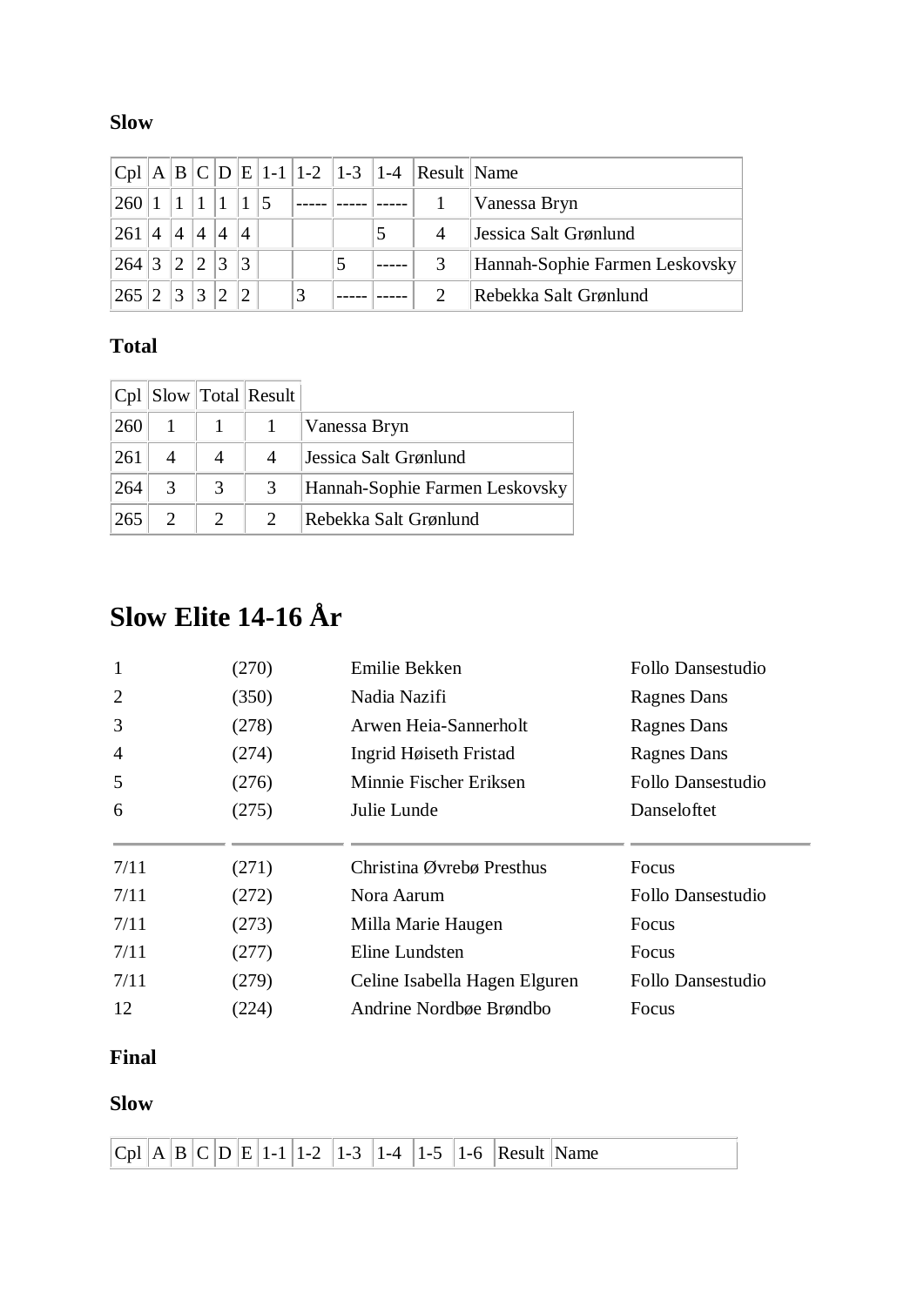**Slow**

| Cpl | A | B | C | D | E | 1-1 | 1-2 | 1-3 | 1-4 | Result | Name |
|---|---|---|---|---|---|---|---|---|---|---|---|
| 260 | 1 | 1 | 1 | 1 | 1 | 5 | ----- | ----- | ----- | 1 | Vanessa Bryn |
| 261 | 4 | 4 | 4 | 4 | 4 | | | | 5 | 4 | Jessica Salt Grønlund |
| 264 | 3 | 2 | 2 | 3 | 3 | | | 5 | ----- | 3 | Hannah-Sophie Farmen Leskovsky |
| 265 | 2 | 3 | 3 | 2 | 2 | | 3 | ----- | ----- | 2 | Rebekka Salt Grønlund |

**Total**

| Cpl | Slow | Total | Result | |
|---|---|---|---|---|
| 260 | 1 | 1 | 1 | Vanessa Bryn |
| 261 | 4 | 4 | 4 | Jessica Salt Grønlund |
| 264 | 3 | 3 | 3 | Hannah-Sophie Farmen Leskovsky |
| 265 | 2 | 2 | 2 | Rebekka Salt Grønlund |

# Slow Elite 14-16 År

| | | | |
|---|---|---|---|
| 1 | (270) | Emilie Bekken | Follo Dansestudio |
| 2 | (350) | Nadia Nazifi | Ragnes Dans |
| 3 | (278) | Arwen Heia-Sannerholt | Ragnes Dans |
| 4 | (274) | Ingrid Høiseth Fristad | Ragnes Dans |
| 5 | (276) | Minnie Fischer Eriksen | Follo Dansestudio |
| 6 | (275) | Julie Lunde | Danseloftet |
| 7/11 | (271) | Christina Øvrebø Presthus | Focus |
| 7/11 | (272) | Nora Aarum | Follo Dansestudio |
| 7/11 | (273) | Milla Marie Haugen | Focus |
| 7/11 | (277) | Eline Lundsten | Focus |
| 7/11 | (279) | Celine Isabella Hagen Elguren | Follo Dansestudio |
| 12 | (224) | Andrine Nordbøe Brøndbo | Focus |

**Final**

**Slow**

| Cpl | A | B | C | D | E | 1-1 | 1-2 | 1-3 | 1-4 | 1-5 | 1-6 | Result | Name |
|---|---|---|---|---|---|---|---|---|---|---|---|---|---|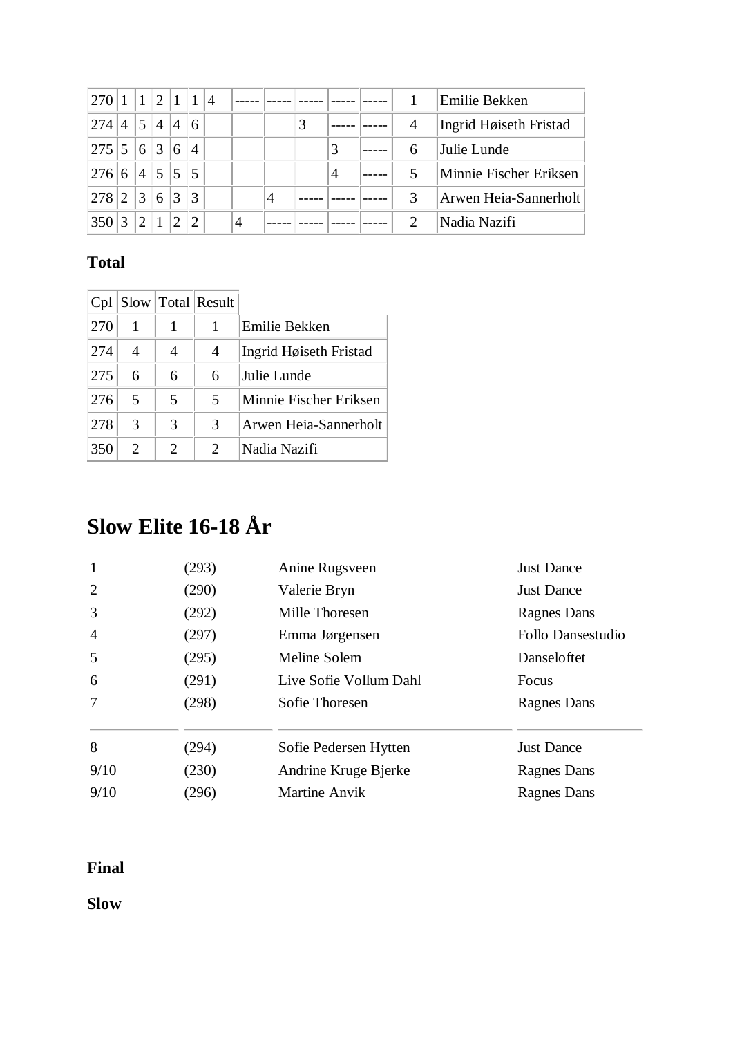| | | | | | | | | | | | | | |
|---|---|---|---|---|---|---|---|---|---|---|---|---|---|
| 270 | 1 | 1 | 2 | 1 | 1 | 4 | ----- | ----- | ----- | ----- | ----- | 1 | Emilie Bekken |
| 274 | 4 | 5 | 4 | 4 | 6 | | | | 3 | ----- | ----- | 4 | Ingrid Høiseth Fristad |
| 275 | 5 | 6 | 3 | 6 | 4 | | | | | 3 | ----- | 6 | Julie Lunde |
| 276 | 6 | 4 | 5 | 5 | 5 | | | | | 4 | ----- | 5 | Minnie Fischer Eriksen |
| 278 | 2 | 3 | 6 | 3 | 3 | | | 4 | ----- | ----- | ----- | 3 | Arwen Heia-Sannerholt |
| 350 | 3 | 2 | 1 | 2 | 2 | | 4 | ----- | ----- | ----- | ----- | 2 | Nadia Nazifi |

**Total**

| Cpl | Slow | Total | Result | |
|---|---|---|---|---|
| 270 | 1 | 1 | 1 | Emilie Bekken |
| 274 | 4 | 4 | 4 | Ingrid Høiseth Fristad |
| 275 | 6 | 6 | 6 | Julie Lunde |
| 276 | 5 | 5 | 5 | Minnie Fischer Eriksen |
| 278 | 3 | 3 | 3 | Arwen Heia-Sannerholt |
| 350 | 2 | 2 | 2 | Nadia Nazifi |

# Slow Elite 16-18 År

| | | | |
|---|---|---|---|
| 1 | (293) | Anine Rugsveen | Just Dance |
| 2 | (290) | Valerie Bryn | Just Dance |
| 3 | (292) | Mille Thoresen | Ragnes Dans |
| 4 | (297) | Emma Jørgensen | Follo Dansestudio |
| 5 | (295) | Meline Solem | Danseloftet |
| 6 | (291) | Live Sofie Vollum Dahl | Focus |
| 7 | (298) | Sofie Thoresen | Ragnes Dans |
| 8 | (294) | Sofie Pedersen Hytten | Just Dance |
| 9/10 | (230) | Andrine Kruge Bjerke | Ragnes Dans |
| 9/10 | (296) | Martine Anvik | Ragnes Dans |

**Final**

**Slow**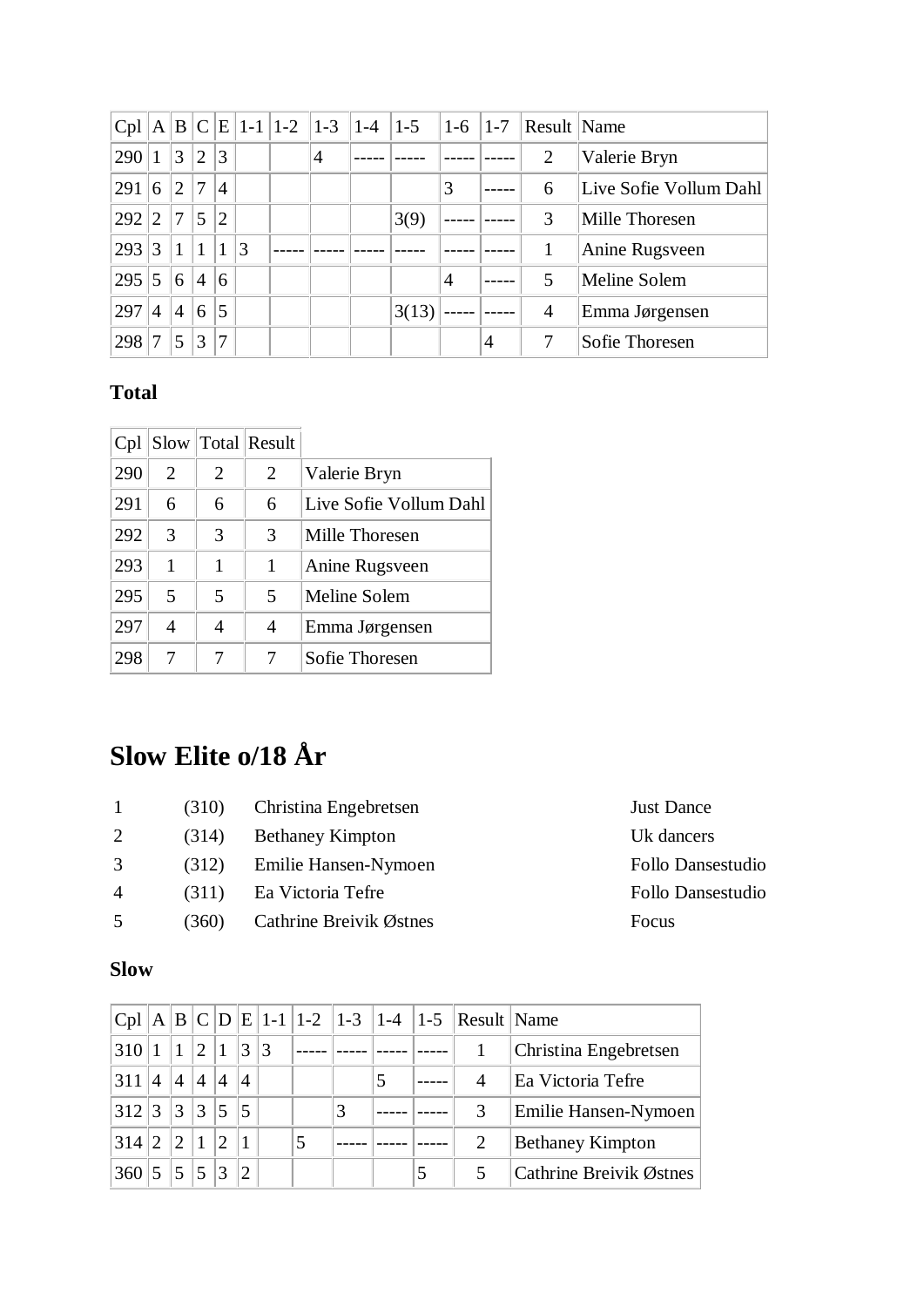| Cpl | A | B | C | E | 1-1 | 1-2 | 1-3 | 1-4 | 1-5 | 1-6 | 1-7 | Result | Name |
|---|---|---|---|---|---|---|---|---|---|---|---|---|---|
| 290 | 1 | 3 | 2 | 3 | | | 4 | ----- | ----- | ----- | ----- | 2 | Valerie Bryn |
| 291 | 6 | 2 | 7 | 4 | | | | | | 3 | ----- | 6 | Live Sofie Vollum Dahl |
| 292 | 2 | 7 | 5 | 2 | | | | | 3(9) | ----- | ----- | 3 | Mille Thoresen |
| 293 | 3 | 1 | 1 | 1 | 3 | ----- | ----- | ----- | ----- | ----- | ----- | 1 | Anine Rugsveen |
| 295 | 5 | 6 | 4 | 6 | | | | | | 4 | ----- | 5 | Meline Solem |
| 297 | 4 | 4 | 6 | 5 | | | | | 3(13) | ----- | ----- | 4 | Emma Jørgensen |
| 298 | 7 | 5 | 3 | 7 | | | | | | | 4 | 7 | Sofie Thoresen |

### Total

| Cpl | Slow | Total | Result | |
|---|---|---|---|---|
| 290 | 2 | 2 | 2 | Valerie Bryn |
| 291 | 6 | 6 | 6 | Live Sofie Vollum Dahl |
| 292 | 3 | 3 | 3 | Mille Thoresen |
| 293 | 1 | 1 | 1 | Anine Rugsveen |
| 295 | 5 | 5 | 5 | Meline Solem |
| 297 | 4 | 4 | 4 | Emma Jørgensen |
| 298 | 7 | 7 | 7 | Sofie Thoresen |

# Slow Elite o/18 År

| | | | |
|---|---|---|---|
| 1 | (310) | Christina Engebretsen | Just Dance |
| 2 | (314) | Bethaney Kimpton | Uk dancers |
| 3 | (312) | Emilie Hansen-Nymoen | Follo Dansestudio |
| 4 | (311) | Ea Victoria Tefre | Follo Dansestudio |
| 5 | (360) | Cathrine Breivik Østnes | Focus |

### Slow

| Cpl | A | B | C | D | E | 1-1 | 1-2 | 1-3 | 1-4 | 1-5 | Result | Name |
|---|---|---|---|---|---|---|---|---|---|---|---|---|
| 310 | 1 | 1 | 2 | 1 | 3 | 3 | ----- | ----- | ----- | ----- | 1 | Christina Engebretsen |
| 311 | 4 | 4 | 4 | 4 | 4 | | | | 5 | ----- | 4 | Ea Victoria Tefre |
| 312 | 3 | 3 | 3 | 5 | 5 | | | 3 | ----- | ----- | 3 | Emilie Hansen-Nymoen |
| 314 | 2 | 2 | 1 | 2 | 1 | | 5 | ----- | ----- | ----- | 2 | Bethaney Kimpton |
| 360 | 5 | 5 | 5 | 3 | 2 | | | | | 5 | 5 | Cathrine Breivik Østnes |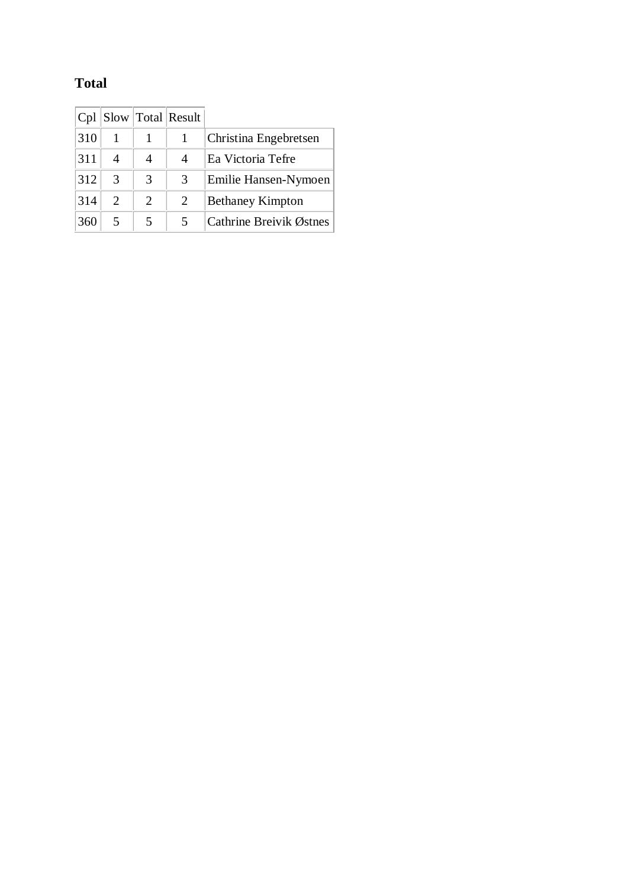### Total

| Cpl | Slow | Total | Result | |
|---|---|---|---|---|
| 310 | 1 | 1 | 1 | Christina Engebretsen |
| 311 | 4 | 4 | 4 | Ea Victoria Tefre |
| 312 | 3 | 3 | 3 | Emilie Hansen-Nymoen |
| 314 | 2 | 2 | 2 | Bethaney Kimpton |
| 360 | 5 | 5 | 5 | Cathrine Breivik Østnes |